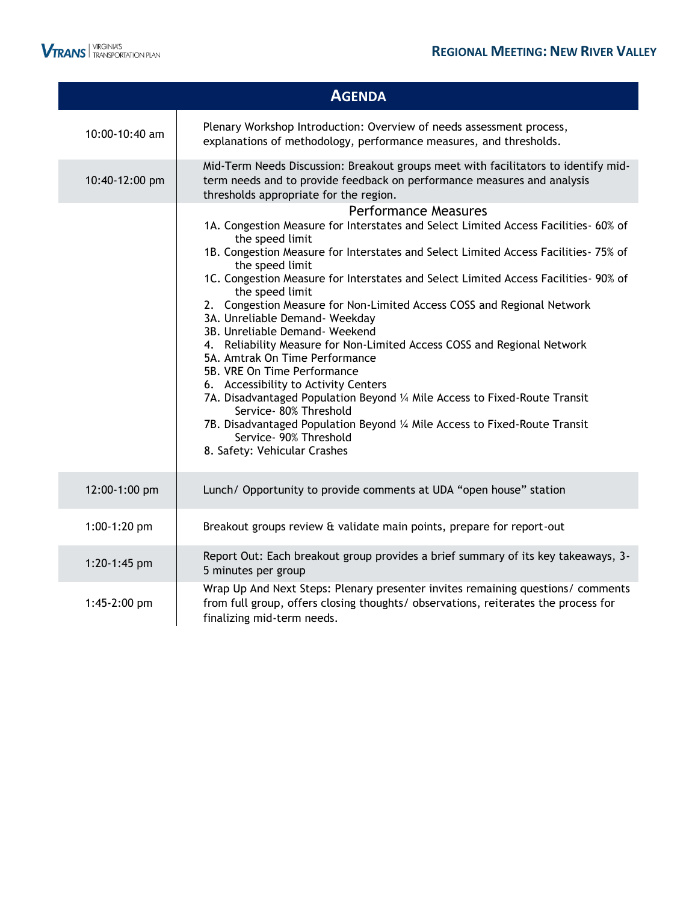# Regional Meeting: New River Valley

## Agenda

| Time | Item |
|---|---|
| 10:00-10:40 am | Plenary Workshop Introduction: Overview of needs assessment process, explanations of methodology, performance measures, and thresholds. |
| 10:40-12:00 pm | Mid-Term Needs Discussion: Breakout groups meet with facilitators to identify mid-term needs and to provide feedback on performance measures and analysis thresholds appropriate for the region. |
| | **Performance Measures**<br>1A. Congestion Measure for Interstates and Select Limited Access Facilities- 60% of the speed limit<br>1B. Congestion Measure for Interstates and Select Limited Access Facilities- 75% of the speed limit<br>1C. Congestion Measure for Interstates and Select Limited Access Facilities- 90% of the speed limit<br>2. Congestion Measure for Non-Limited Access COSS and Regional Network<br>3A. Unreliable Demand- Weekday<br>3B. Unreliable Demand- Weekend<br>4. Reliability Measure for Non-Limited Access COSS and Regional Network<br>5A. Amtrak On Time Performance<br>5B. VRE On Time Performance<br>6. Accessibility to Activity Centers<br>7A. Disadvantaged Population Beyond ¼ Mile Access to Fixed-Route Transit Service- 80% Threshold<br>7B. Disadvantaged Population Beyond ¼ Mile Access to Fixed-Route Transit Service- 90% Threshold<br>8. Safety: Vehicular Crashes |
| 12:00-1:00 pm | Lunch/ Opportunity to provide comments at UDA "open house" station |
| 1:00-1:20 pm | Breakout groups review & validate main points, prepare for report-out |
| 1:20-1:45 pm | Report Out: Each breakout group provides a brief summary of its key takeaways, 3-5 minutes per group |
| 1:45-2:00 pm | Wrap Up And Next Steps: Plenary presenter invites remaining questions/ comments from full group, offers closing thoughts/ observations, reiterates the process for finalizing mid-term needs. |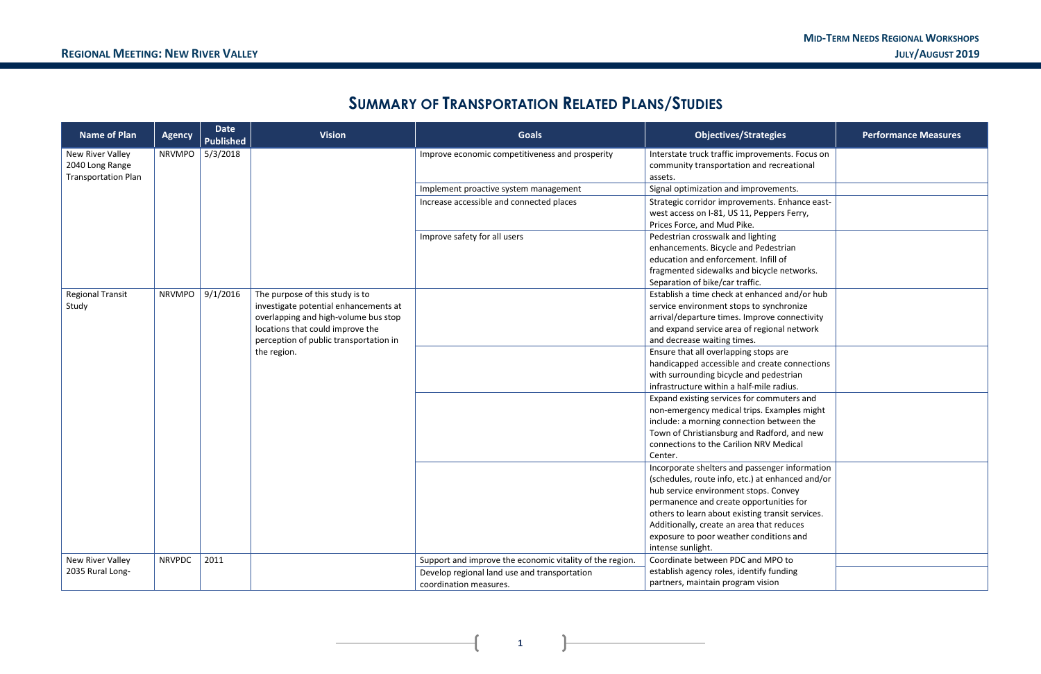# Summary of Transportation Related Plans/Studies

| Name of Plan | Agency | Date Published | Vision | Goals | Objectives/Strategies | Performance Measures |
|---|---|---|---|---|---|---|
| New River Valley 2040 Long Range Transportation Plan | NRVMPO | 5/3/2018 | | Improve economic competitiveness and prosperity | Interstate truck traffic improvements. Focus on community transportation and recreational assets. | |
| | | | | Implement proactive system management | Signal optimization and improvements. | |
| | | | | Increase accessible and connected places | Strategic corridor improvements. Enhance east-west access on I-81, US 11, Peppers Ferry, Prices Force, and Mud Pike. | |
| | | | | Improve safety for all users | Pedestrian crosswalk and lighting enhancements. Bicycle and Pedestrian education and enforcement. Infill of fragmented sidewalks and bicycle networks. Separation of bike/car traffic. | |
| Regional Transit Study | NRVMPO | 9/1/2016 | The purpose of this study is to investigate potential enhancements at overlapping and high-volume bus stop locations that could improve the perception of public transportation in the region. | | Establish a time check at enhanced and/or hub service environment stops to synchronize arrival/departure times. Improve connectivity and expand service area of regional network and decrease waiting times. | |
| | | | | | Ensure that all overlapping stops are handicapped accessible and create connections with surrounding bicycle and pedestrian infrastructure within a half-mile radius. | |
| | | | | | Expand existing services for commuters and non-emergency medical trips. Examples might include: a morning connection between the Town of Christiansburg and Radford, and new connections to the Carilion NRV Medical Center. | |
| | | | | | Incorporate shelters and passenger information (schedules, route info, etc.) at enhanced and/or hub service environment stops. Convey permanence and create opportunities for others to learn about existing transit services. Additionally, create an area that reduces exposure to poor weather conditions and intense sunlight. | |
| New River Valley 2035 Rural Long- | NRVPDC | 2011 | | Support and improve the economic vitality of the region. | Coordinate between PDC and MPO to establish agency roles, identify funding partners, maintain program vision | |
| | | | | Develop regional land use and transportation coordination measures. | | |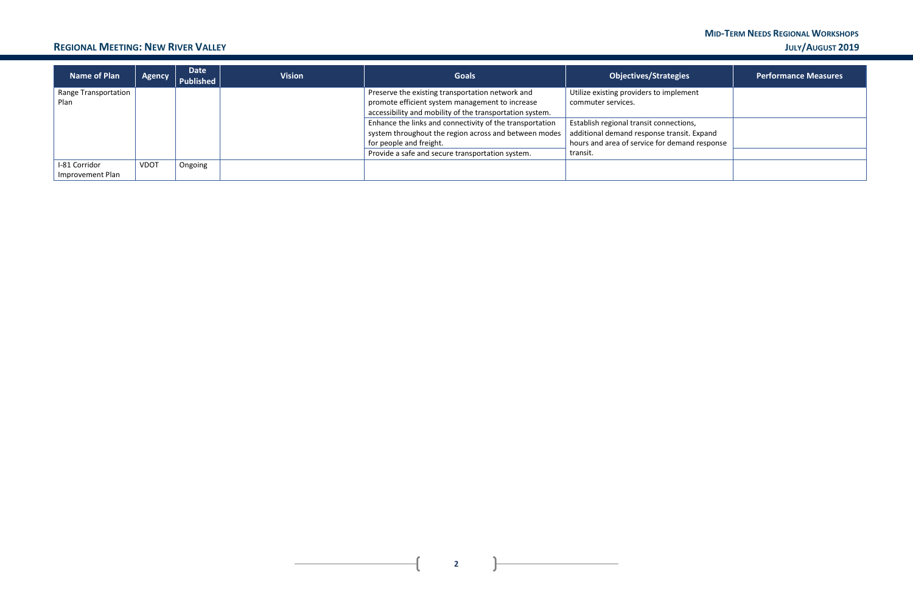| Name of Plan | Agency | Date Published | Vision | Goals | Objectives/Strategies | Performance Measures |
|---|---|---|---|---|---|---|
| Range Transportation Plan | | | | Preserve the existing transportation network and promote efficient system management to increase accessibility and mobility of the transportation system. | Utilize existing providers to implement commuter services. | |
| | | | | Enhance the links and connectivity of the transportation system throughout the region across and between modes for people and freight. | Establish regional transit connections, additional demand response transit. Expand hours and area of service for demand response transit. | |
| | | | | Provide a safe and secure transportation system. | | |
| I-81 Corridor Improvement Plan | VDOT | Ongoing | | | | |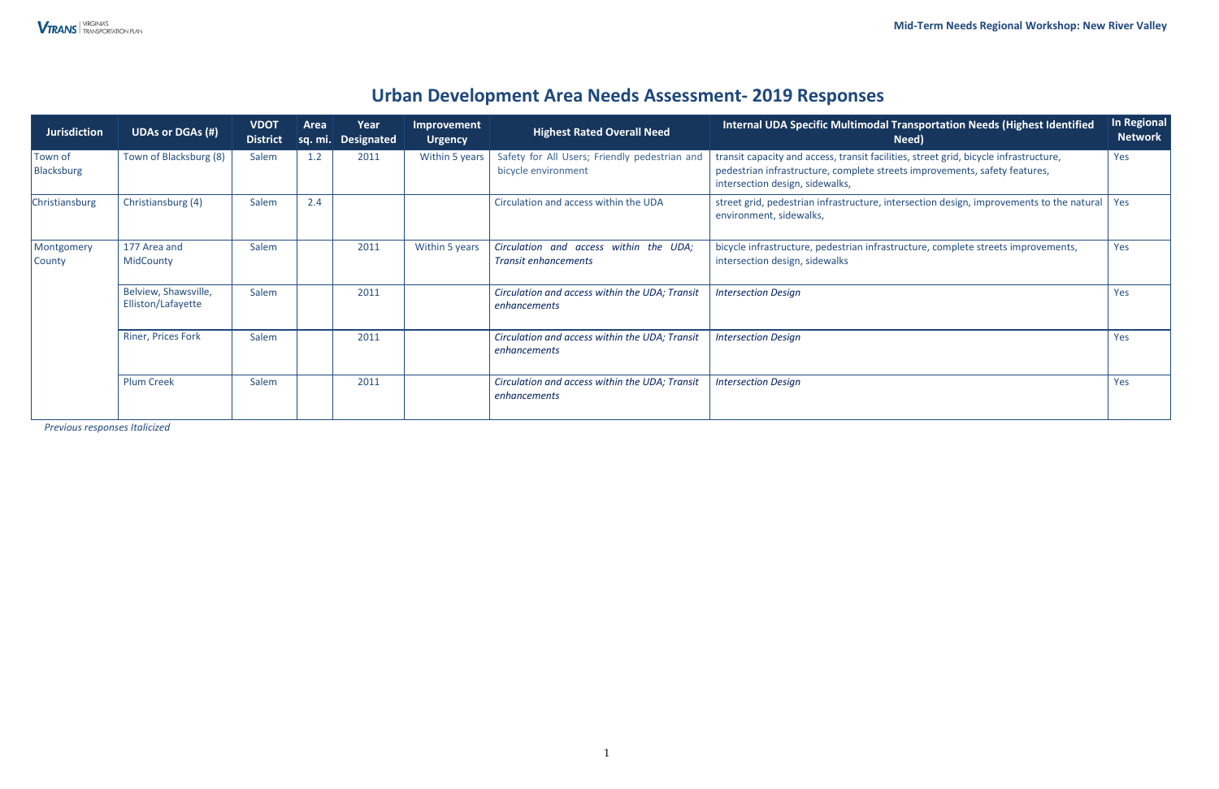# Urban Development Area Needs Assessment- 2019 Responses

| Jurisdiction | UDAs or DGAs (#) | VDOT District | Area sq. mi. | Year Designated | Improvement Urgency | Highest Rated Overall Need | Internal UDA Specific Multimodal Transportation Needs (Highest Identified Need) | In Regional Network |
|---|---|---|---|---|---|---|---|---|
| Town of Blacksburg | Town of Blacksburg (8) | Salem | 1.2 | 2011 | Within 5 years | Safety for All Users; Friendly pedestrian and bicycle environment | transit capacity and access, transit facilities, street grid, bicycle infrastructure, pedestrian infrastructure, complete streets improvements, safety features, intersection design, sidewalks, | Yes |
| Christiansburg | Christiansburg (4) | Salem | 2.4 | | | Circulation and access within the UDA | street grid, pedestrian infrastructure, intersection design, improvements to the natural environment, sidewalks, | Yes |
| Montgomery County | 177 Area and MidCounty | Salem | | 2011 | Within 5 years | *Circulation and access within the UDA; Transit enhancements* | bicycle infrastructure, pedestrian infrastructure, complete streets improvements, intersection design, sidewalks | Yes |
| | Belview, Shawsville, Elliston/Lafayette | Salem | | 2011 | | *Circulation and access within the UDA; Transit enhancements* | *Intersection Design* | Yes |
| | Riner, Prices Fork | Salem | | 2011 | | *Circulation and access within the UDA; Transit enhancements* | *Intersection Design* | Yes |
| | Plum Creek | Salem | | 2011 | | *Circulation and access within the UDA; Transit enhancements* | *Intersection Design* | Yes |

*Previous responses Italicized*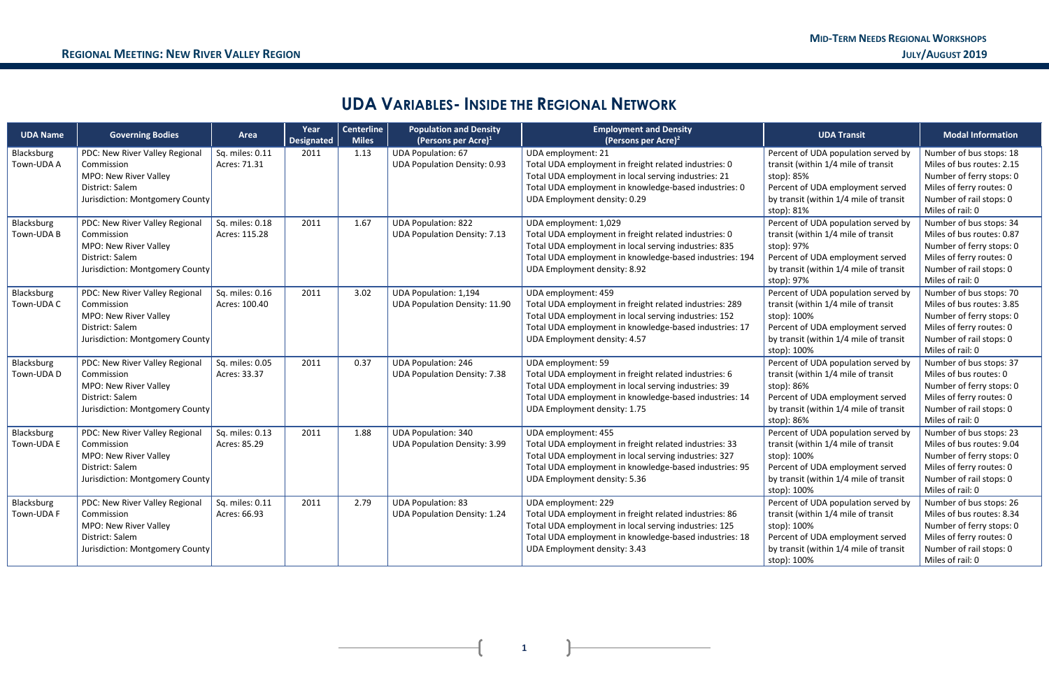## UDA Variables- Inside the Regional Network

| UDA Name | Governing Bodies | Area | Year Designated | Centerline Miles | Population and Density (Persons per Acre)[1] | Employment and Density (Persons per Acre)[2] | UDA Transit | Modal Information |
|---|---|---|---|---|---|---|---|---|
| Blacksburg Town-UDA A | PDC: New River Valley Regional Commission<br>MPO: New River Valley<br>District: Salem<br>Jurisdiction: Montgomery County | Sq. miles: 0.11<br>Acres: 71.31 | 2011 | 1.13 | UDA Population: 67<br>UDA Population Density: 0.93 | UDA employment: 21<br>Total UDA employment in freight related industries: 0<br>Total UDA employment in local serving industries: 21<br>Total UDA employment in knowledge-based industries: 0<br>UDA Employment density: 0.29 | Percent of UDA population served by transit (within 1/4 mile of transit stop): 85%<br>Percent of UDA employment served by transit (within 1/4 mile of transit stop): 81% | Number of bus stops: 18<br>Miles of bus routes: 2.15<br>Number of ferry stops: 0<br>Miles of ferry routes: 0<br>Number of rail stops: 0<br>Miles of rail: 0 |
| Blacksburg Town-UDA B | PDC: New River Valley Regional Commission<br>MPO: New River Valley<br>District: Salem<br>Jurisdiction: Montgomery County | Sq. miles: 0.18<br>Acres: 115.28 | 2011 | 1.67 | UDA Population: 822<br>UDA Population Density: 7.13 | UDA employment: 1,029<br>Total UDA employment in freight related industries: 0<br>Total UDA employment in local serving industries: 835<br>Total UDA employment in knowledge-based industries: 194<br>UDA Employment density: 8.92 | Percent of UDA population served by transit (within 1/4 mile of transit stop): 97%<br>Percent of UDA employment served by transit (within 1/4 mile of transit stop): 97% | Number of bus stops: 34<br>Miles of bus routes: 0.87<br>Number of ferry stops: 0<br>Miles of ferry routes: 0<br>Number of rail stops: 0<br>Miles of rail: 0 |
| Blacksburg Town-UDA C | PDC: New River Valley Regional Commission<br>MPO: New River Valley<br>District: Salem<br>Jurisdiction: Montgomery County | Sq. miles: 0.16<br>Acres: 100.40 | 2011 | 3.02 | UDA Population: 1,194<br>UDA Population Density: 11.90 | UDA employment: 459<br>Total UDA employment in freight related industries: 289<br>Total UDA employment in local serving industries: 152<br>Total UDA employment in knowledge-based industries: 17<br>UDA Employment density: 4.57 | Percent of UDA population served by transit (within 1/4 mile of transit stop): 100%<br>Percent of UDA employment served by transit (within 1/4 mile of transit stop): 100% | Number of bus stops: 70<br>Miles of bus routes: 3.85<br>Number of ferry stops: 0<br>Miles of ferry routes: 0<br>Number of rail stops: 0<br>Miles of rail: 0 |
| Blacksburg Town-UDA D | PDC: New River Valley Regional Commission<br>MPO: New River Valley<br>District: Salem<br>Jurisdiction: Montgomery County | Sq. miles: 0.05<br>Acres: 33.37 | 2011 | 0.37 | UDA Population: 246<br>UDA Population Density: 7.38 | UDA employment: 59<br>Total UDA employment in freight related industries: 6<br>Total UDA employment in local serving industries: 39<br>Total UDA employment in knowledge-based industries: 14<br>UDA Employment density: 1.75 | Percent of UDA population served by transit (within 1/4 mile of transit stop): 86%<br>Percent of UDA employment served by transit (within 1/4 mile of transit stop): 86% | Number of bus stops: 37<br>Miles of bus routes: 0<br>Number of ferry stops: 0<br>Miles of ferry routes: 0<br>Number of rail stops: 0<br>Miles of rail: 0 |
| Blacksburg Town-UDA E | PDC: New River Valley Regional Commission<br>MPO: New River Valley<br>District: Salem<br>Jurisdiction: Montgomery County | Sq. miles: 0.13<br>Acres: 85.29 | 2011 | 1.88 | UDA Population: 340<br>UDA Population Density: 3.99 | UDA employment: 455<br>Total UDA employment in freight related industries: 33<br>Total UDA employment in local serving industries: 327<br>Total UDA employment in knowledge-based industries: 95<br>UDA Employment density: 5.36 | Percent of UDA population served by transit (within 1/4 mile of transit stop): 100%<br>Percent of UDA employment served by transit (within 1/4 mile of transit stop): 100% | Number of bus stops: 23<br>Miles of bus routes: 9.04<br>Number of ferry stops: 0<br>Miles of ferry routes: 0<br>Number of rail stops: 0<br>Miles of rail: 0 |
| Blacksburg Town-UDA F | PDC: New River Valley Regional Commission<br>MPO: New River Valley<br>District: Salem<br>Jurisdiction: Montgomery County | Sq. miles: 0.11<br>Acres: 66.93 | 2011 | 2.79 | UDA Population: 83<br>UDA Population Density: 1.24 | UDA employment: 229<br>Total UDA employment in freight related industries: 86<br>Total UDA employment in local serving industries: 125<br>Total UDA employment in knowledge-based industries: 18<br>UDA Employment density: 3.43 | Percent of UDA population served by transit (within 1/4 mile of transit stop): 100%<br>Percent of UDA employment served by transit (within 1/4 mile of transit stop): 100% | Number of bus stops: 26<br>Miles of bus routes: 8.34<br>Number of ferry stops: 0<br>Miles of ferry routes: 0<br>Number of rail stops: 0<br>Miles of rail: 0 |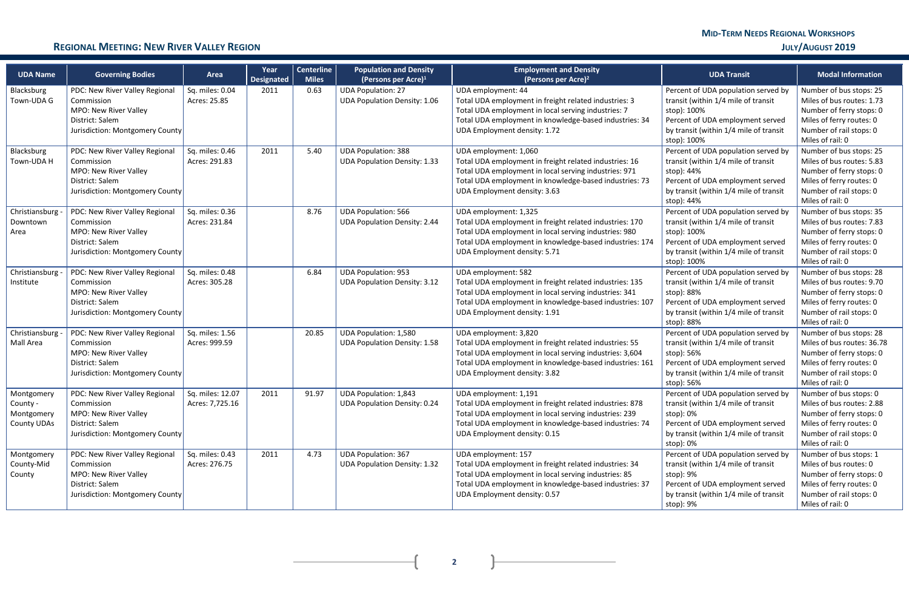| UDA Name | Governing Bodies | Area | Year Designated | Centerline Miles | Population and Density (Persons per Acre)[1] | Employment and Density (Persons per Acre)[2] | UDA Transit | Modal Information |
|---|---|---|---|---|---|---|---|---|
| Blacksburg Town-UDA G | PDC: New River Valley Regional Commission<br>MPO: New River Valley<br>District: Salem<br>Jurisdiction: Montgomery County | Sq. miles: 0.04<br>Acres: 25.85 | 2011 | 0.63 | UDA Population: 27<br>UDA Population Density: 1.06 | UDA employment: 44<br>Total UDA employment in freight related industries: 3<br>Total UDA employment in local serving industries: 7<br>Total UDA employment in knowledge-based industries: 34<br>UDA Employment density: 1.72 | Percent of UDA population served by transit (within 1/4 mile of transit stop): 100%<br>Percent of UDA employment served by transit (within 1/4 mile of transit stop): 100% | Number of bus stops: 25<br>Miles of bus routes: 1.73<br>Number of ferry stops: 0<br>Miles of ferry routes: 0<br>Number of rail stops: 0<br>Miles of rail: 0 |
| Blacksburg Town-UDA H | PDC: New River Valley Regional Commission<br>MPO: New River Valley<br>District: Salem<br>Jurisdiction: Montgomery County | Sq. miles: 0.46<br>Acres: 291.83 | 2011 | 5.40 | UDA Population: 388<br>UDA Population Density: 1.33 | UDA employment: 1,060<br>Total UDA employment in freight related industries: 16<br>Total UDA employment in local serving industries: 971<br>Total UDA employment in knowledge-based industries: 73<br>UDA Employment density: 3.63 | Percent of UDA population served by transit (within 1/4 mile of transit stop): 44%<br>Percent of UDA employment served by transit (within 1/4 mile of transit stop): 44% | Number of bus stops: 25<br>Miles of bus routes: 5.83<br>Number of ferry stops: 0<br>Miles of ferry routes: 0<br>Number of rail stops: 0<br>Miles of rail: 0 |
| Christiansburg - Downtown Area | PDC: New River Valley Regional Commission<br>MPO: New River Valley<br>District: Salem<br>Jurisdiction: Montgomery County | Sq. miles: 0.36<br>Acres: 231.84 | | 8.76 | UDA Population: 566<br>UDA Population Density: 2.44 | UDA employment: 1,325<br>Total UDA employment in freight related industries: 170<br>Total UDA employment in local serving industries: 980<br>Total UDA employment in knowledge-based industries: 174<br>UDA Employment density: 5.71 | Percent of UDA population served by transit (within 1/4 mile of transit stop): 100%<br>Percent of UDA employment served by transit (within 1/4 mile of transit stop): 100% | Number of bus stops: 35<br>Miles of bus routes: 7.83<br>Number of ferry stops: 0<br>Miles of ferry routes: 0<br>Number of rail stops: 0<br>Miles of rail: 0 |
| Christiansburg - Institute | PDC: New River Valley Regional Commission<br>MPO: New River Valley<br>District: Salem<br>Jurisdiction: Montgomery County | Sq. miles: 0.48<br>Acres: 305.28 | | 6.84 | UDA Population: 953<br>UDA Population Density: 3.12 | UDA employment: 582<br>Total UDA employment in freight related industries: 135<br>Total UDA employment in local serving industries: 341<br>Total UDA employment in knowledge-based industries: 107<br>UDA Employment density: 1.91 | Percent of UDA population served by transit (within 1/4 mile of transit stop): 88%<br>Percent of UDA employment served by transit (within 1/4 mile of transit stop): 88% | Number of bus stops: 28<br>Miles of bus routes: 9.70<br>Number of ferry stops: 0<br>Miles of ferry routes: 0<br>Number of rail stops: 0<br>Miles of rail: 0 |
| Christiansburg - Mall Area | PDC: New River Valley Regional Commission<br>MPO: New River Valley<br>District: Salem<br>Jurisdiction: Montgomery County | Sq. miles: 1.56<br>Acres: 999.59 | | 20.85 | UDA Population: 1,580<br>UDA Population Density: 1.58 | UDA employment: 3,820<br>Total UDA employment in freight related industries: 55<br>Total UDA employment in local serving industries: 3,604<br>Total UDA employment in knowledge-based industries: 161<br>UDA Employment density: 3.82 | Percent of UDA population served by transit (within 1/4 mile of transit stop): 56%<br>Percent of UDA employment served by transit (within 1/4 mile of transit stop): 56% | Number of bus stops: 28<br>Miles of bus routes: 36.78<br>Number of ferry stops: 0<br>Miles of ferry routes: 0<br>Number of rail stops: 0<br>Miles of rail: 0 |
| Montgomery County - Montgomery County UDAs | PDC: New River Valley Regional Commission<br>MPO: New River Valley<br>District: Salem<br>Jurisdiction: Montgomery County | Sq. miles: 12.07<br>Acres: 7,725.16 | 2011 | 91.97 | UDA Population: 1,843<br>UDA Population Density: 0.24 | UDA employment: 1,191<br>Total UDA employment in freight related industries: 878<br>Total UDA employment in local serving industries: 239<br>Total UDA employment in knowledge-based industries: 74<br>UDA Employment density: 0.15 | Percent of UDA population served by transit (within 1/4 mile of transit stop): 0%<br>Percent of UDA employment served by transit (within 1/4 mile of transit stop): 0% | Number of bus stops: 0<br>Miles of bus routes: 2.88<br>Number of ferry stops: 0<br>Miles of ferry routes: 0<br>Number of rail stops: 0<br>Miles of rail: 0 |
| Montgomery County-Mid County | PDC: New River Valley Regional Commission<br>MPO: New River Valley<br>District: Salem<br>Jurisdiction: Montgomery County | Sq. miles: 0.43<br>Acres: 276.75 | 2011 | 4.73 | UDA Population: 367<br>UDA Population Density: 1.32 | UDA employment: 157<br>Total UDA employment in freight related industries: 34<br>Total UDA employment in local serving industries: 85<br>Total UDA employment in knowledge-based industries: 37<br>UDA Employment density: 0.57 | Percent of UDA population served by transit (within 1/4 mile of transit stop): 9%<br>Percent of UDA employment served by transit (within 1/4 mile of transit stop): 9% | Number of bus stops: 1<br>Miles of bus routes: 0<br>Number of ferry stops: 0<br>Miles of ferry routes: 0<br>Number of rail stops: 0<br>Miles of rail: 0 |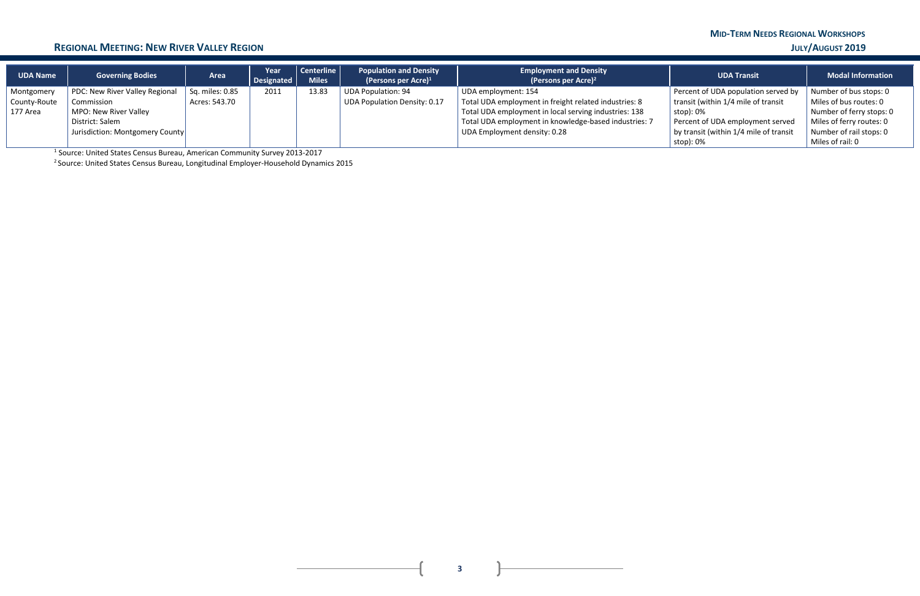| UDA Name | Governing Bodies | Area | Year Designated | Centerline Miles | Population and Density (Persons per Acre)[1] | Employment and Density (Persons per Acre)[2] | UDA Transit | Modal Information |
|---|---|---|---|---|---|---|---|---|
| Montgomery County-Route 177 Area | PDC: New River Valley Regional Commission<br>MPO: New River Valley<br>District: Salem<br>Jurisdiction: Montgomery County | Sq. miles: 0.85<br>Acres: 543.70 | 2011 | 13.83 | UDA Population: 94<br>UDA Population Density: 0.17 | UDA employment: 154<br>Total UDA employment in freight related industries: 8<br>Total UDA employment in local serving industries: 138<br>Total UDA employment in knowledge-based industries: 7<br>UDA Employment density: 0.28 | Percent of UDA population served by transit (within 1/4 mile of transit stop): 0%<br>Percent of UDA employment served by transit (within 1/4 mile of transit stop): 0% | Number of bus stops: 0<br>Miles of bus routes: 0<br>Number of ferry stops: 0<br>Miles of ferry routes: 0<br>Number of rail stops: 0<br>Miles of rail: 0 |

[1] Source: United States Census Bureau, American Community Survey 2013-2017

[2] Source: United States Census Bureau, Longitudinal Employer-Household Dynamics 2015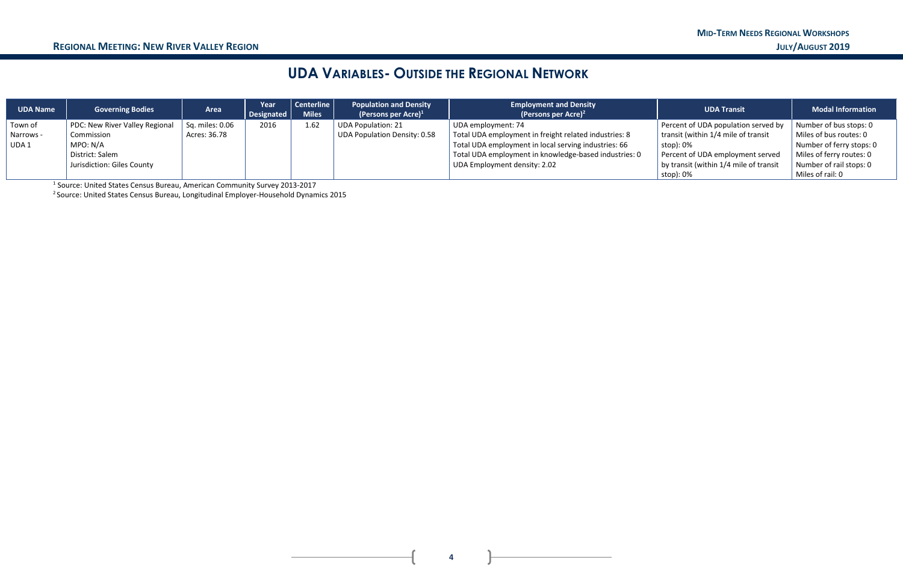# UDA Variables- Outside the Regional Network

| UDA Name | Governing Bodies | Area | Year Designated | Centerline Miles | Population and Density (Persons per Acre)[1] | Employment and Density (Persons per Acre)[2] | UDA Transit | Modal Information |
|---|---|---|---|---|---|---|---|---|
| Town of Narrows - UDA 1 | PDC: New River Valley Regional Commission<br>MPO: N/A<br>District: Salem<br>Jurisdiction: Giles County | Sq. miles: 0.06<br>Acres: 36.78 | 2016 | 1.62 | UDA Population: 21<br>UDA Population Density: 0.58 | UDA employment: 74<br>Total UDA employment in freight related industries: 8<br>Total UDA employment in local serving industries: 66<br>Total UDA employment in knowledge-based industries: 0<br>UDA Employment density: 2.02 | Percent of UDA population served by transit (within 1/4 mile of transit stop): 0%<br>Percent of UDA employment served by transit (within 1/4 mile of transit stop): 0% | Number of bus stops: 0<br>Miles of bus routes: 0<br>Number of ferry stops: 0<br>Miles of ferry routes: 0<br>Number of rail stops: 0<br>Miles of rail: 0 |

[1] Source: United States Census Bureau, American Community Survey 2013-2017

[2] Source: United States Census Bureau, Longitudinal Employer-Household Dynamics 2015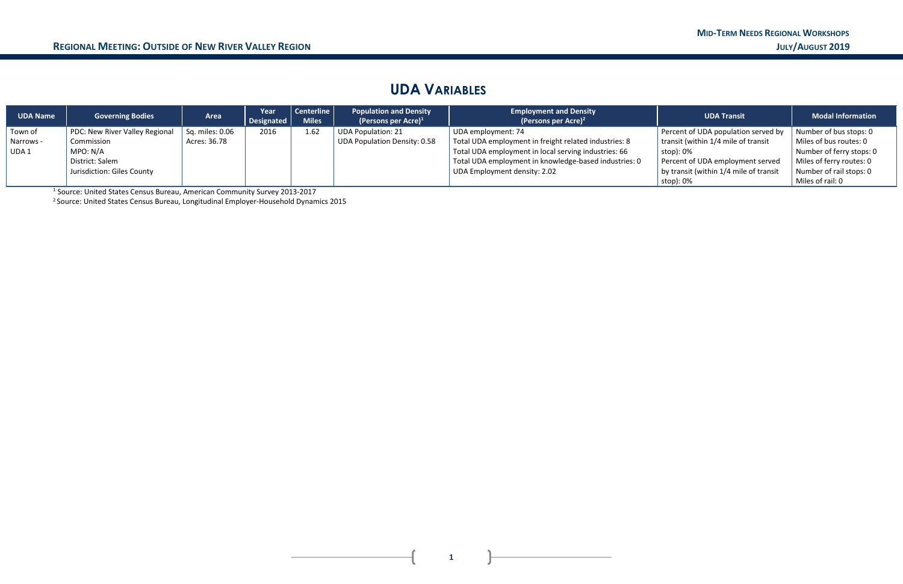# UDA Variables

| UDA Name | Governing Bodies | Area | Year Designated | Centerline Miles | Population and Density (Persons per Acre)[1] | Employment and Density (Persons per Acre)[2] | UDA Transit | Modal Information |
|---|---|---|---|---|---|---|---|---|
| Town of Narrows - UDA 1 | PDC: New River Valley Regional Commission<br>MPO: N/A<br>District: Salem<br>Jurisdiction: Giles County | Sq. miles: 0.06<br>Acres: 36.78 | 2016 | 1.62 | UDA Population: 21<br>UDA Population Density: 0.58 | UDA employment: 74<br>Total UDA employment in freight related industries: 8<br>Total UDA employment in local serving industries: 66<br>Total UDA employment in knowledge-based industries: 0<br>UDA Employment density: 2.02 | Percent of UDA population served by transit (within 1/4 mile of transit stop): 0%<br>Percent of UDA employment served by transit (within 1/4 mile of transit stop): 0% | Number of bus stops: 0<br>Miles of bus routes: 0<br>Number of ferry stops: 0<br>Miles of ferry routes: 0<br>Number of rail stops: 0<br>Miles of rail: 0 |

[1] Source: United States Census Bureau, American Community Survey 2013-2017

[2] Source: United States Census Bureau, Longitudinal Employer-Household Dynamics 2015